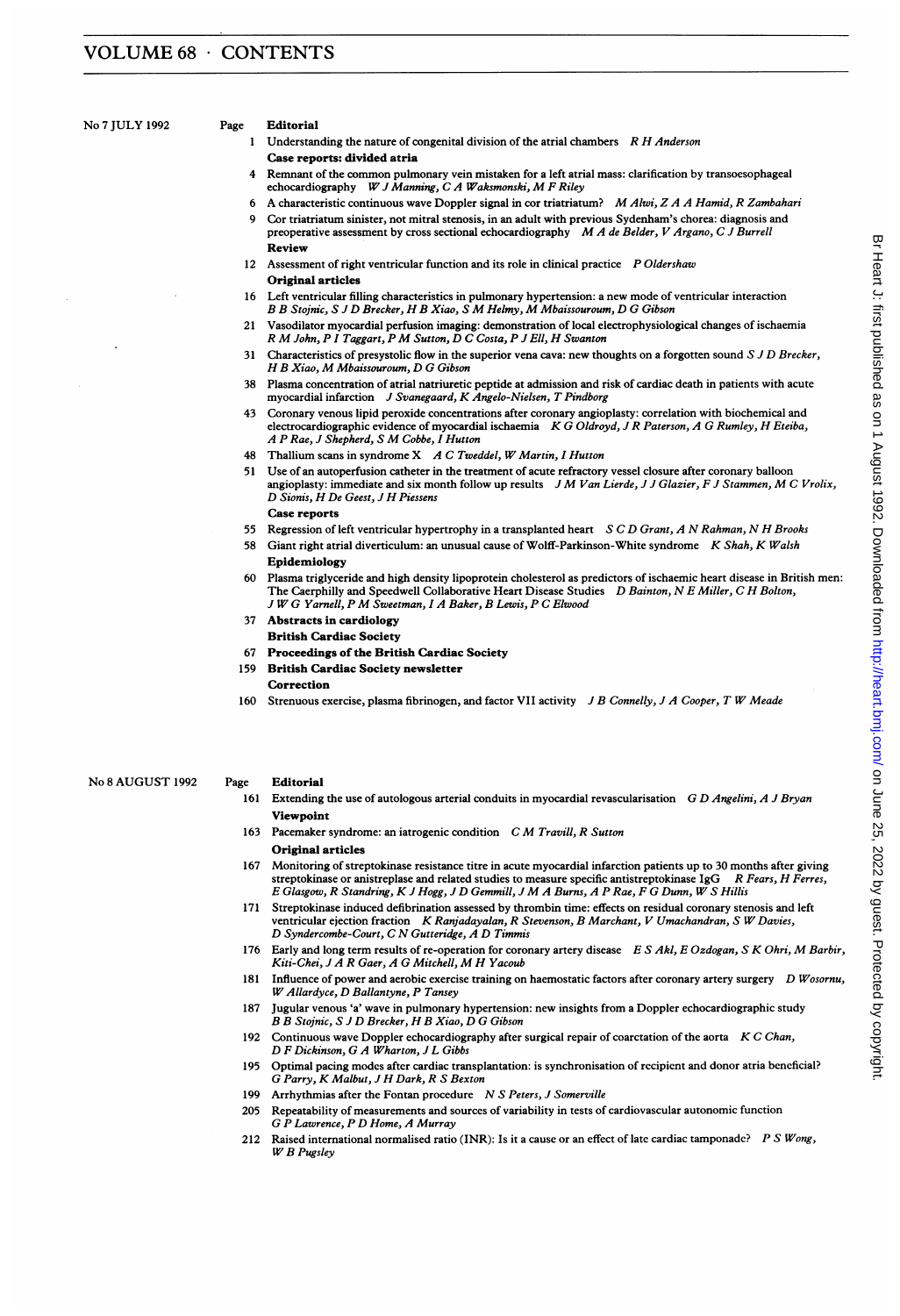# VOLUME 68 · CONTENTS

## No 7 JULY 1992

Page

**Editorial**

1 Understanding the nature of congenital division of the atrial chambers *R H Anderson*

**Case reports: divided atria**

4 Remnant of the common pulmonary vein mistaken for a left atrial mass: clarification by transoesophageal echocardiography *W J Manning, C A Waksmonski, M F Riley*

6 A characteristic continuous wave Doppler signal in cor triatriatum? *M Alwi, Z A A Hamid, R Zambahari*

9 Cor triatriatum sinister, not mitral stenosis, in an adult with previous Sydenham's chorea: diagnosis and preoperative assessment by cross sectional echocardiography *M A de Belder, V Argano, C J Burrell*

**Review**

12 Assessment of right ventricular function and its role in clinical practice *P Oldershaw*

**Original articles**

16 Left ventricular filling characteristics in pulmonary hypertension: a new mode of ventricular interaction *B B Stojnic, S J D Brecker, H B Xiao, S M Helmy, M Mbaissouroum, D G Gibson*

21 Vasodilator myocardial perfusion imaging: demonstration of local electrophysiological changes of ischaemia *R M John, P I Taggart, P M Sutton, D C Costa, P J Ell, H Swanton*

31 Characteristics of presystolic flow in the superior vena cava: new thoughts on a forgotten sound *S J D Brecker, H B Xiao, M Mbaissouroum, D G Gibson*

38 Plasma concentration of atrial natriuretic peptide at admission and risk of cardiac death in patients with acute myocardial infarction *J Svanegaard, K Angelo-Nielsen, T Pindborg*

43 Coronary venous lipid peroxide concentrations after coronary angioplasty: correlation with biochemical and electrocardiographic evidence of myocardial ischaemia *K G Oldroyd, J R Paterson, A G Rumley, H Eteiba, A P Rae, J Shepherd, S M Cobbe, I Hutton*

48 Thallium scans in syndrome X *A C Tweddel, W Martin, I Hutton*

51 Use of an autoperfusion catheter in the treatment of acute refractory vessel closure after coronary balloon angioplasty: immediate and six month follow up results *J M Van Lierde, J J Glazier, F J Stammen, M C Vrolix, D Sionis, H De Geest, J H Piessens*

**Case reports**

55 Regression of left ventricular hypertrophy in a transplanted heart *S C D Grant, A N Rahman, N H Brooks*

58 Giant right atrial diverticulum: an unusual cause of Wolff-Parkinson-White syndrome *K Shah, K Walsh*

**Epidemiology**

60 Plasma triglyceride and high density lipoprotein cholesterol as predictors of ischaemic heart disease in British men: The Caerphilly and Speedwell Collaborative Heart Disease Studies *D Bainton, N E Miller, C H Bolton, J W G Yarnell, P M Sweetman, I A Baker, B Lewis, P C Elwood*

37 **Abstracts in cardiology**

**British Cardiac Society**

67 **Proceedings of the British Cardiac Society**

159 **British Cardiac Society newsletter**

**Correction**

160 Strenuous exercise, plasma fibrinogen, and factor VII activity *J B Connelly, J A Cooper, T W Meade*

## No 8 AUGUST 1992

Page

**Editorial**

161 Extending the use of autologous arterial conduits in myocardial revascularisation *G D Angelini, A J Bryan*

**Viewpoint**

163 Pacemaker syndrome: an iatrogenic condition *C M Travill, R Sutton*

**Original articles**

167 Monitoring of streptokinase resistance titre in acute myocardial infarction patients up to 30 months after giving streptokinase or anistreplase and related studies to measure specific antistreptokinase IgG *R Fears, H Ferres, E Glasgow, R Standring, K J Hogg, J D Gemmill, J M A Burns, A P Rae, F G Dunn, W S Hillis*

171 Streptokinase induced defibrination assessed by thrombin time: effects on residual coronary stenosis and left ventricular ejection fraction *K Ranjadayalan, R Stevenson, B Marchant, V Umachandran, S W Davies, D Syndercombe-Court, C N Gutteridge, A D Timmis*

176 Early and long term results of re-operation for coronary artery disease *E S Akl, E Ozdogan, S K Ohri, M Barbir, Kiti-Chei, J A R Gaer, A G Mitchell, M H Yacoub*

181 Influence of power and aerobic exercise training on haemostatic factors after coronary artery surgery *D Wosornu, W Allardyce, D Ballantyne, P Tansey*

187 Jugular venous 'a' wave in pulmonary hypertension: new insights from a Doppler echocardiographic study *B B Stojnic, S J D Brecker, H B Xiao, D G Gibson*

192 Continuous wave Doppler echocardiography after surgical repair of coarctation of the aorta *K C Chan, D F Dickinson, G A Wharton, J L Gibbs*

195 Optimal pacing modes after cardiac transplantation: is synchronisation of recipient and donor atria beneficial? *G Parry, K Malbut, J H Dark, R S Bexton*

199 Arrhythmias after the Fontan procedure *N S Peters, J Somerville*

205 Repeatability of measurements and sources of variability in tests of cardiovascular autonomic function *G P Lawrence, P D Home, A Murray*

212 Raised international normalised ratio (INR): Is it a cause or an effect of late cardiac tamponade? *P S Wong, W B Pugsley*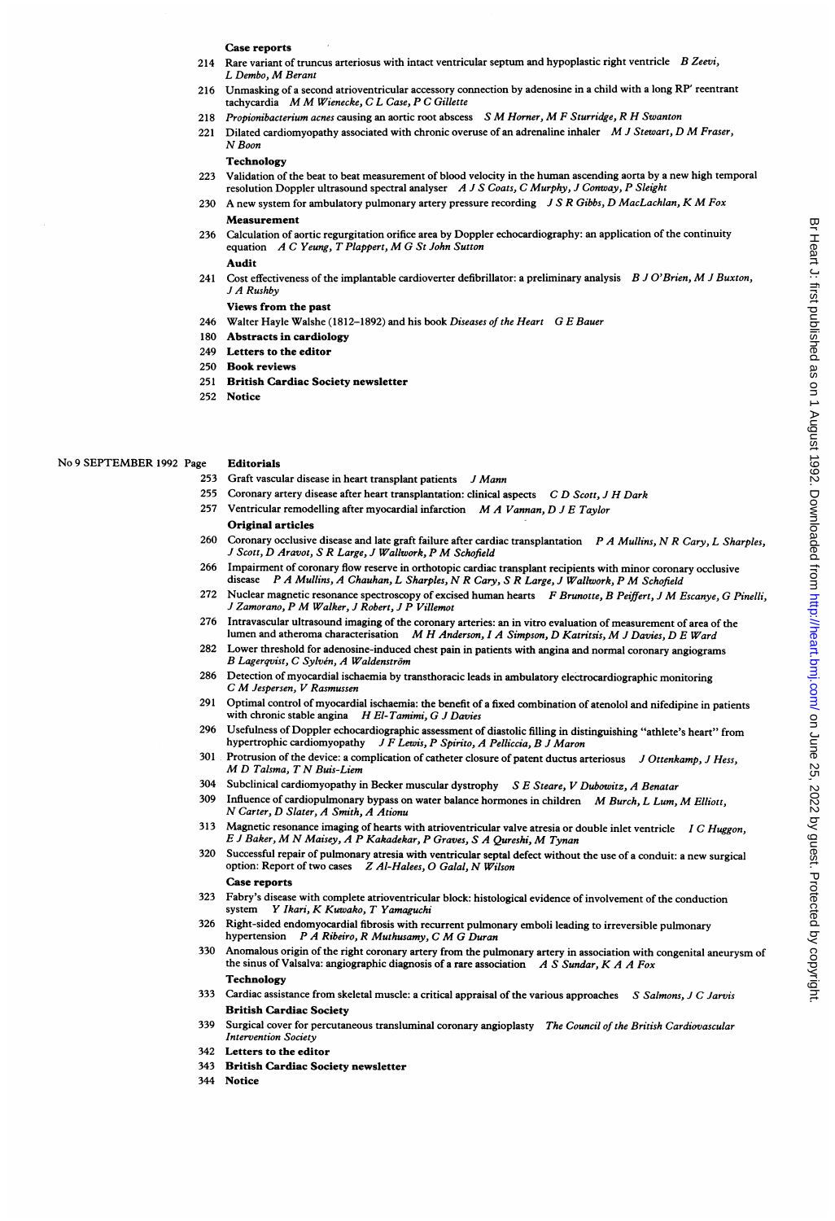**Case reports**

214 Rare variant of truncus arteriosus with intact ventricular septum and hypoplastic right ventricle *B Zeevi, L Dembo, M Berant*

216 Unmasking of a second atrioventricular accessory connection by adenosine in a child with a long RP' reentrant tachycardia *M M Wienecke, C L Case, P C Gillette*

218 *Propionibacterium acnes* causing an aortic root abscess *S M Horner, M F Sturridge, R H Swanton*

221 Dilated cardiomyopathy associated with chronic overuse of an adrenaline inhaler *M J Stewart, D M Fraser, N Boon*

**Technology**

223 Validation of the beat to beat measurement of blood velocity in the human ascending aorta by a new high temporal resolution Doppler ultrasound spectral analyser *A J S Coats, C Murphy, J Conway, P Sleight*

230 A new system for ambulatory pulmonary artery pressure recording *J S R Gibbs, D MacLachlan, K M Fox*

**Measurement**

236 Calculation of aortic regurgitation orifice area by Doppler echocardiography: an application of the continuity equation *A C Yeung, T Plappert, M G St John Sutton*

**Audit**

241 Cost effectiveness of the implantable cardioverter defibrillator: a preliminary analysis *B J O'Brien, M J Buxton, J A Rushby*

**Views from the past**

246 Walter Hayle Walshe (1812–1892) and his book *Diseases of the Heart* *G E Bauer*

180 **Abstracts in cardiology**

249 **Letters to the editor**

250 **Book reviews**

251 **British Cardiac Society newsletter**

252 **Notice**

No 9 SEPTEMBER 1992 Page

**Editorials**

253 Graft vascular disease in heart transplant patients *J Mann*

255 Coronary artery disease after heart transplantation: clinical aspects *C D Scott, J H Dark*

257 Ventricular remodelling after myocardial infarction *M A Vanman, D J E Taylor*

**Original articles**

260 Coronary occlusive disease and late graft failure after cardiac transplantation *P A Mullins, N R Cary, L Sharples, J Scott, D Aravot, S R Large, J Wallwork, P M Schofield*

266 Impairment of coronary flow reserve in orthotopic cardiac transplant recipients with minor coronary occlusive disease *P A Mullins, A Chauhan, L Sharples, N R Cary, S R Large, J Wallwork, P M Schofield*

272 Nuclear magnetic resonance spectroscopy of excised human hearts *F Brunotte, B Peiffert, J M Escanye, G Pinelli, J Zamorano, P M Walker, J Robert, J P Villemot*

276 Intravascular ultrasound imaging of the coronary arteries: an in vitro evaluation of measurement of area of the lumen and atheroma characterisation *M H Anderson, I A Simpson, D Katritsis, M J Davies, D E Ward*

282 Lower threshold for adenosine-induced chest pain in patients with angina and normal coronary angiograms *B Lagerqvist, C Sylvén, A Waldenström*

286 Detection of myocardial ischaemia by transthoracic leads in ambulatory electrocardiographic monitoring *C M Jespersen, V Rasmussen*

291 Optimal control of myocardial ischaemia: the benefit of a fixed combination of atenolol and nifedipine in patients with chronic stable angina *H El-Tamimi, G J Davies*

296 Usefulness of Doppler echocardiographic assessment of diastolic filling in distinguishing "athlete's heart" from hypertrophic cardiomyopathy *J F Lewis, P Spirito, A Pelliccia, B J Maron*

301 Protrusion of the device: a complication of catheter closure of patent ductus arteriosus *J Ottenkamp, J Hess, M D Talsma, T N Buis-Liem*

304 Subclinical cardiomyopathy in Becker muscular dystrophy *S E Steare, V Dubowitz, A Benatar*

309 Influence of cardiopulmonary bypass on water balance hormones in children *M Burch, L Lum, M Elliott, N Carter, D Slater, A Smith, A Ationu*

313 Magnetic resonance imaging of hearts with atrioventricular valve atresia or double inlet ventricle *I C Huggon, E J Baker, M N Maisey, A P Kakadekar, P Graves, S A Qureshi, M Tynan*

320 Successful repair of pulmonary atresia with ventricular septal defect without the use of a conduit: a new surgical option: Report of two cases *Z Al-Halees, O Galal, N Wilson*

**Case reports**

323 Fabry's disease with complete atrioventricular block: histological evidence of involvement of the conduction system *Y Ikari, K Kuwako, T Yamaguchi*

326 Right-sided endomyocardial fibrosis with recurrent pulmonary emboli leading to irreversible pulmonary hypertension *P A Ribeiro, R Muthusamy, C M G Duran*

330 Anomalous origin of the right coronary artery from the pulmonary artery in association with congenital aneurysm of the sinus of Valsalva: angiographic diagnosis of a rare association *A S Sundar, K A A Fox*

**Technology**

333 Cardiac assistance from skeletal muscle: a critical appraisal of the various approaches *S Salmons, J C Jarvis*

**British Cardiac Society**

339 Surgical cover for percutaneous transluminal coronary angioplasty *The Council of the British Cardiovascular Intervention Society*

342 **Letters to the editor**

343 **British Cardiac Society newsletter**

344 **Notice**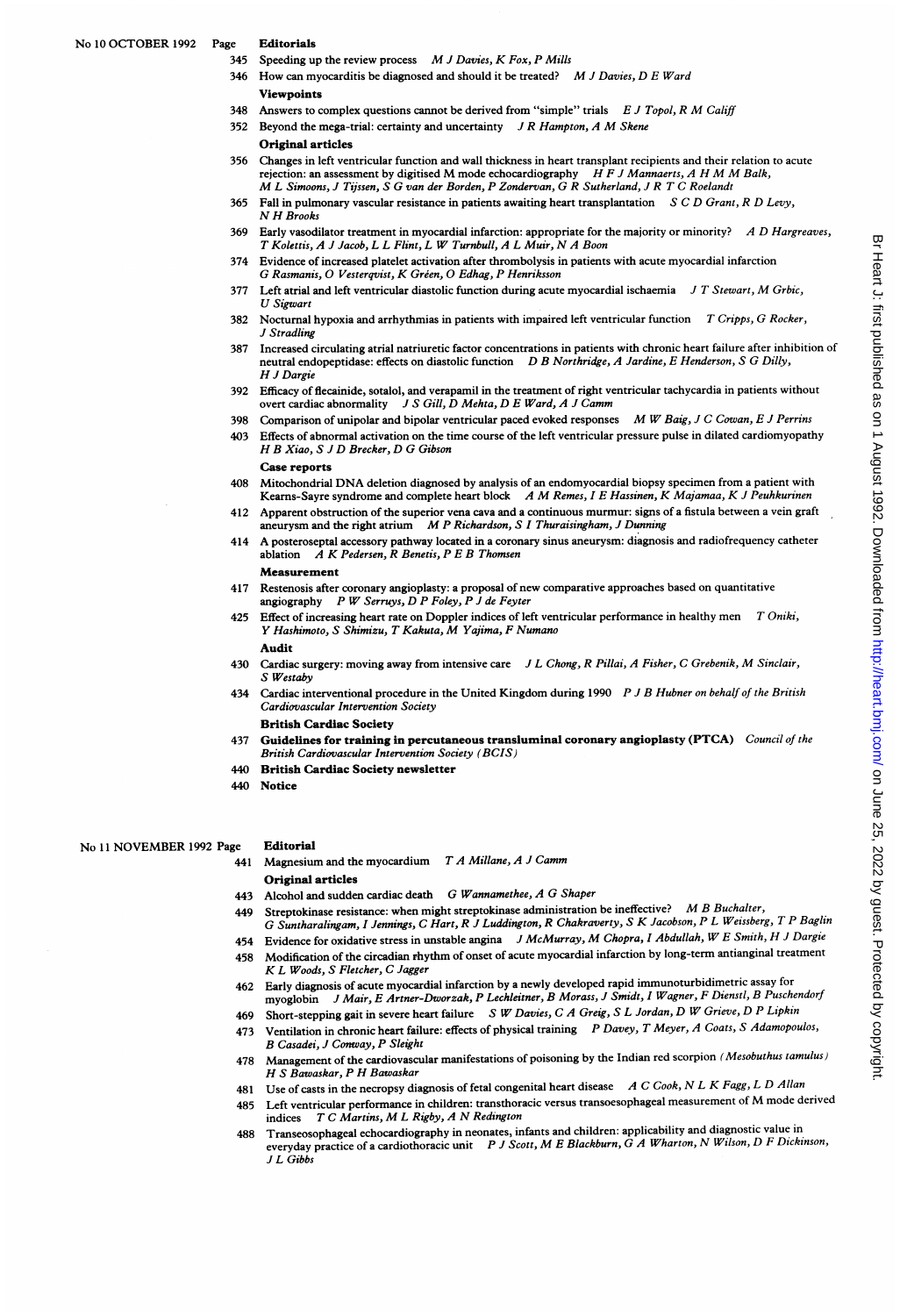## No 10 OCTOBER 1992

### Editorials

345 Speeding up the review process *M J Davies, K Fox, P Mills*

346 How can myocarditis be diagnosed and should it be treated? *M J Davies, D E Ward*

### Viewpoints

348 Answers to complex questions cannot be derived from "simple" trials *E J Topol, R M Califf*

352 Beyond the mega-trial: certainty and uncertainty *J R Hampton, A M Skene*

### Original articles

356 Changes in left ventricular function and wall thickness in heart transplant recipients and their relation to acute rejection: an assessment by digitised M mode echocardiography *H F J Mannaerts, A H M M Balk, M L Simoons, J Tijssen, S G van der Borden, P Zondervan, G R Sutherland, J R T C Roelandt*

365 Fall in pulmonary vascular resistance in patients awaiting heart transplantation *S C D Grant, R D Levy, N H Brooks*

369 Early vasodilator treatment in myocardial infarction: appropriate for the majority or minority? *A D Hargreaves, T Kolettis, A J Jacob, L L Flint, L W Turnbull, A L Muir, N A Boon*

374 Evidence of increased platelet activation after thrombolysis in patients with acute myocardial infarction *G Rasmanis, O Vesterqvist, K Gréen, O Edhag, P Henriksson*

377 Left atrial and left ventricular diastolic function during acute myocardial ischaemia *J T Stewart, M Grbic, U Sigwart*

382 Nocturnal hypoxia and arrhythmias in patients with impaired left ventricular function *T Cripps, G Rocker, J Stradling*

387 Increased circulating atrial natriuretic factor concentrations in patients with chronic heart failure after inhibition of neutral endopeptidase: effects on diastolic function *D B Northridge, A Jardine, E Henderson, S G Dilly, H J Dargie*

392 Efficacy of flecainide, sotalol, and verapamil in the treatment of right ventricular tachycardia in patients without overt cardiac abnormality *J S Gill, D Mehta, D E Ward, A J Camm*

398 Comparison of unipolar and bipolar ventricular paced evoked responses *M W Baig, J C Cowan, E J Perrins*

403 Effects of abnormal activation on the time course of the left ventricular pressure pulse in dilated cardiomyopathy *H B Xiao, S J D Brecker, D G Gibson*

### Case reports

408 Mitochondrial DNA deletion diagnosed by analysis of an endomyocardial biopsy specimen from a patient with Kearns-Sayre syndrome and complete heart block *A M Remes, I E Hassinen, K Majamaa, K J Peuhkurinen*

412 Apparent obstruction of the superior vena cava and a continuous murmur: signs of a fistula between a vein graft aneurysm and the right atrium *M P Richardson, S I Thuraisingham, J Dunning*

414 A posteroseptal accessory pathway located in a coronary sinus aneurysm: diagnosis and radiofrequency catheter ablation *A K Pedersen, R Benetis, P E B Thomsen*

### Measurement

417 Restenosis after coronary angioplasty: a proposal of new comparative approaches based on quantitative angiography *P W Serruys, D P Foley, P J de Feyter*

425 Effect of increasing heart rate on Doppler indices of left ventricular performance in healthy men *T Oniki, Y Hashimoto, S Shimizu, T Kakuta, M Yajima, F Numano*

### Audit

430 Cardiac surgery: moving away from intensive care *J L Chong, R Pillai, A Fisher, C Grebenik, M Sinclair, S Westaby*

434 Cardiac interventional procedure in the United Kingdom during 1990 *P J B Hubner on behalf of the British Cardiovascular Intervention Society*

### British Cardiac Society

437 **Guidelines for training in percutaneous transluminal coronary angioplasty (PTCA)** *Council of the British Cardiovascular Intervention Society (BCIS)*

440 **British Cardiac Society newsletter**

440 **Notice**

## No 11 NOVEMBER 1992

### Editorial

441 Magnesium and the myocardium *T A Millane, A J Camm*

### Original articles

443 Alcohol and sudden cardiac death *G Wannamethee, A G Shaper*

449 Streptokinase resistance: when might streptokinase administration be ineffective? *M B Buchalter, G Suntharalingam, I Jennings, C Hart, R J Luddington, R Chakraverty, S K Jacobson, P L Weissberg, T P Baglin*

454 Evidence for oxidative stress in unstable angina *J McMurray, M Chopra, I Abdullah, W E Smith, H J Dargie*

458 Modification of the circadian rhythm of onset of acute myocardial infarction by long-term antianginal treatment *K L Woods, S Fletcher, C Jagger*

462 Early diagnosis of acute myocardial infarction by a newly developed rapid immunoturbidimetric assay for myoglobin *J Mair, E Artner-Dworzak, P Lechleitner, B Morass, J Smidt, I Wagner, F Dienstl, B Puschendorf*

469 Short-stepping gait in severe heart failure *S W Davies, C A Greig, S L Jordan, D W Grieve, D P Lipkin*

473 Ventilation in chronic heart failure: effects of physical training *P Davey, T Meyer, A Coats, S Adamopoulos, B Casadei, J Conway, P Sleight*

478 Management of the cardiovascular manifestations of poisoning by the Indian red scorpion *(Mesobuthus tamulus)* *H S Bawaskar, P H Bawaskar*

481 Use of casts in the necropsy diagnosis of fetal congenital heart disease *A C Cook, N L K Fagg, L D Allan*

485 Left ventricular performance in children: transthoracic versus transoesophageal measurement of M mode derived indices *T C Martins, M L Rigby, A N Redington*

488 Transoesophageal echocardiography in neonates, infants and children: applicability and diagnostic value in everyday practice of a cardiothoracic unit *P J Scott, M E Blackburn, G A Wharton, N Wilson, D F Dickinson, J L Gibbs*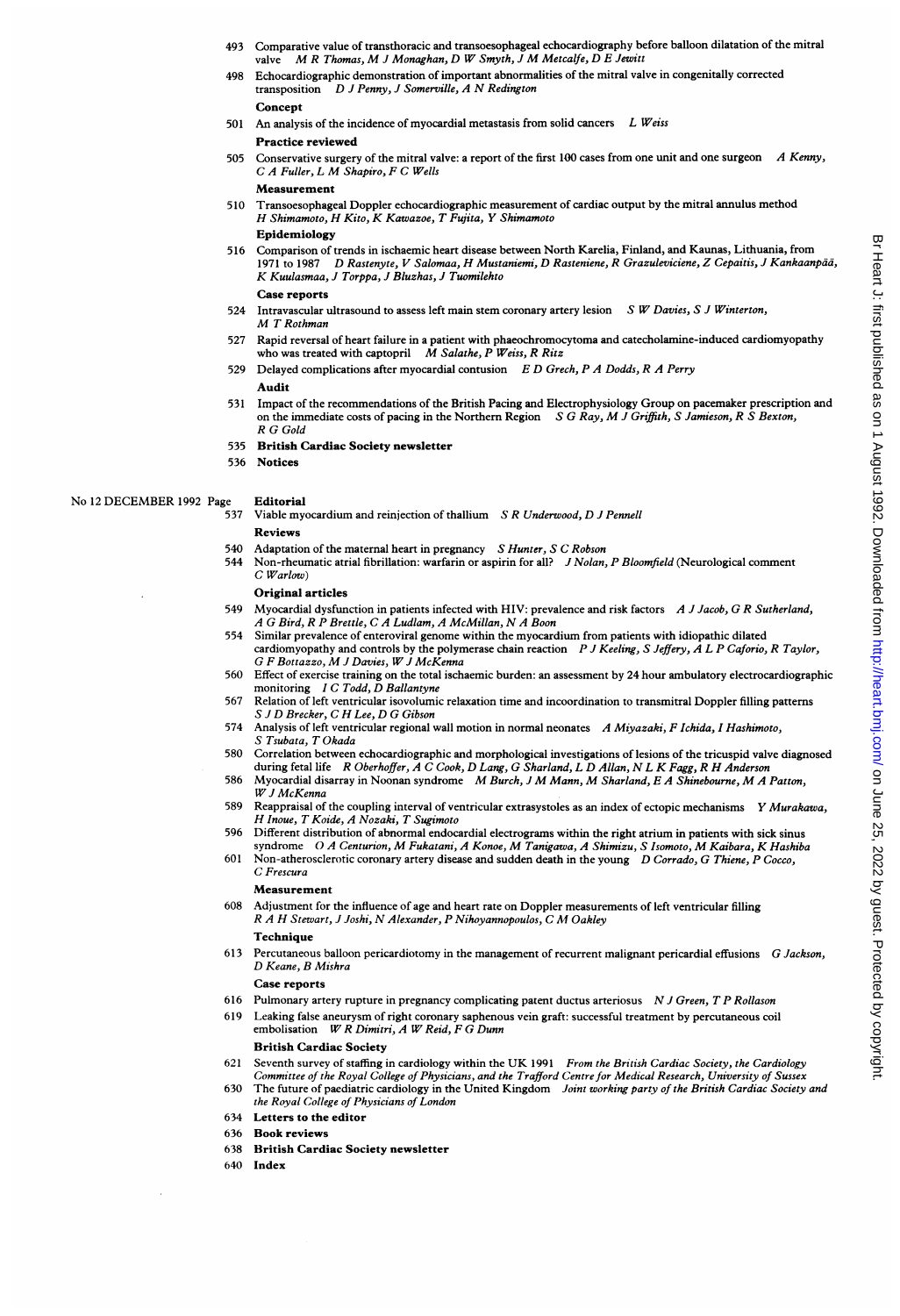493 Comparative value of transthoracic and transoesophageal echocardiography before balloon dilatation of the mitral valve *M R Thomas, M J Monaghan, D W Smyth, J M Metcalfe, D E Jewitt*

498 Echocardiographic demonstration of important abnormalities of the mitral valve in congenitally corrected transposition *D J Penny, J Somerville, A N Redington*

**Concept**

501 An analysis of the incidence of myocardial metastasis from solid cancers *L Weiss*

**Practice reviewed**

505 Conservative surgery of the mitral valve: a report of the first 100 cases from one unit and one surgeon *A Kenny, C A Fuller, L M Shapiro, F C Wells*

**Measurement**

510 Transoesophageal Doppler echocardiographic measurement of cardiac output by the mitral annulus method *H Shimamoto, H Kito, K Kawazoe, T Fujita, Y Shimamoto*

**Epidemiology**

516 Comparison of trends in ischaemic heart disease between North Karelia, Finland, and Kaunas, Lithuania, from 1971 to 1987 *D Rastenyte, V Salomaa, H Mustaniemi, D Rasteniene, R Grazuleviciene, Z Cepaitis, J Kankaanpää, K Kuulasmaa, J Torppa, J Bluzhas, J Tuomilehto*

**Case reports**

524 Intravascular ultrasound to assess left main stem coronary artery lesion *S W Davies, S J Winterton, M T Rothman*

527 Rapid reversal of heart failure in a patient with phaeochromocytoma and catecholamine-induced cardiomyopathy who was treated with captopril *M Salathe, P Weiss, R Ritz*

529 Delayed complications after myocardial contusion *E D Grech, P A Dodds, R A Perry*

**Audit**

531 Impact of the recommendations of the British Pacing and Electrophysiology Group on pacemaker prescription and on the immediate costs of pacing in the Northern Region *S G Ray, M J Griffith, S Jamieson, R S Bexton, R G Gold*

535 **British Cardiac Society newsletter**

536 **Notices**

No 12 DECEMBER 1992 Page

**Editorial**

537 Viable myocardium and reinjection of thallium *S R Underwood, D J Pennell*

**Reviews**

540 Adaptation of the maternal heart in pregnancy *S Hunter, S C Robson*

544 Non-rheumatic atrial fibrillation: warfarin or aspirin for all? *J Nolan, P Bloomfield* (Neurological comment *C Warlow*)

**Original articles**

549 Myocardial dysfunction in patients infected with HIV: prevalence and risk factors *A J Jacob, G R Sutherland, A G Bird, R P Brettle, C A Ludlam, A McMillan, N A Boon*

554 Similar prevalence of enteroviral genome within the myocardium from patients with idiopathic dilated cardiomyopathy and controls by the polymerase chain reaction *P J Keeling, S Jeffery, A L P Caforio, R Taylor, G F Bottazzo, M J Davies, W J McKenna*

560 Effect of exercise training on the total ischaemic burden: an assessment by 24 hour ambulatory electrocardiographic monitoring *I C Todd, D Ballantyne*

567 Relation of left ventricular isovolumic relaxation time and incoordination to transmitral Doppler filling patterns *S J D Brecker, C H Lee, D G Gibson*

574 Analysis of left ventricular regional wall motion in normal neonates *A Miyazaki, F Ichida, I Hashimoto, S Tsubata, T Okada*

580 Correlation between echocardiographic and morphological investigations of lesions of the tricuspid valve diagnosed during fetal life *R Oberhoffer, A C Cook, D Lang, G Sharland, L D Allan, N L K Fagg, R H Anderson*

586 Myocardial disarray in Noonan syndrome *M Burch, J M Mann, M Sharland, E A Shinebourne, M A Patton, W J McKenna*

589 Reappraisal of the coupling interval of ventricular extrasystoles as an index of ectopic mechanisms *Y Murakawa, H Inoue, T Koide, A Nozaki, T Sugimoto*

596 Different distribution of abnormal endocardial electrograms within the right atrium in patients with sick sinus syndrome *O A Centurion, M Fukatani, A Konoe, M Tanigawa, A Shimizu, S Isomoto, M Kaibara, K Hashiba*

601 Non-atherosclerotic coronary artery disease and sudden death in the young *D Corrado, G Thiene, P Cocco, C Frescura*

**Measurement**

608 Adjustment for the influence of age and heart rate on Doppler measurements of left ventricular filling *R A H Stewart, J Joshi, N Alexander, P Nihoyannopoulos, C M Oakley*

**Technique**

613 Percutaneous balloon pericardiotomy in the management of recurrent malignant pericardial effusions *G Jackson, D Keane, B Mishra*

**Case reports**

616 Pulmonary artery rupture in pregnancy complicating patent ductus arteriosus *N J Green, T P Rollason*

619 Leaking false aneurysm of right coronary saphenous vein graft: successful treatment by percutaneous coil embolisation *W R Dimitri, A W Reid, F G Dunn*

**British Cardiac Society**

621 Seventh survey of staffing in cardiology within the UK 1991 *From the British Cardiac Society, the Cardiology Committee of the Royal College of Physicians, and the Trafford Centre for Medical Research, University of Sussex*

630 The future of paediatric cardiology in the United Kingdom *Joint working party of the British Cardiac Society and the Royal College of Physicians of London*

634 **Letters to the editor**

636 **Book reviews**

638 **British Cardiac Society newsletter**

640 **Index**